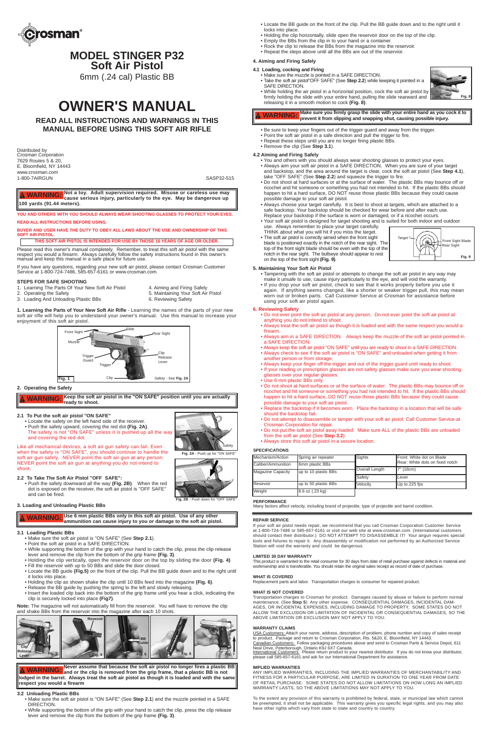Crosman®

# MODEL STINGER P32
# Soft Air Pistol

6mm (.24 cal) Plastic BB

# OWNER'S MANUAL

## READ ALL INSTRUCTIONS AND WARNINGS IN THIS MANUAL BEFORE USING THIS SOFT AIR RIFLE

Distributed by
Crosman Corporation
7629 Routes 5 & 20,
E. Bloomfield, NY 14443
www.crosman.com
1-800-7AIRGUN

SASP32-515

**WARNING: Not a toy. Adult supervision required. Misuse or careless use may cause serious injury, particularly to the eye. May be dangerous up to 100 yards (91.44 meters).**

YOU AND OTHERS WITH YOU SHOULD ALWAYS WEAR SHOOTING GLASSES TO PROTECT YOUR EYES.

READ ALL INSTRUCTIONS BEFORE USING.

BUYER AND USER HAVE THE DUTY TO OBEY ALL LAWS ABOUT THE USE AND OWNERSHIP OF THIS SOFT AIR PISTOL.

THIS SOFT AIR PISTOL IS INTENDED FOR USE BY THOSE 16 YEARS OF AGE OR OLDER.

Please read this owner's manual completely. Remember, to treat this soft air pistol with the same respect you would a firearm. Always carefully follow the safety instructions found in this owner's manual and keep this manual in a safe place for future use.

If you have any questions, regarding your new soft air pistol, please contact Crosman Customer Service at 1-800-724-7486, 585-657-6161 or www.crosman.com.

### STEPS FOR SAFE SHOOTING

1. Learning The Parts Of Your New Soft Air Pistol
2. Operating the Safety
3. Loading And Unloading Plastic BBs
4. Aiming and Firing Safely
5. Maintaining Your Soft Air Pistol
6. Reviewing Safety

**1. Learning the Parts of Your New Soft Air Rifle** - Learning the names of the parts of your new soft air rifle will help you to understand your owner's manual. Use this manual to increase your enjoyment of this soft air pistol.

Front Sight, Slide, Rear Sight, Muzzle, Trigger Guard, Trigger, Clip, Clip Release Lever, Safety - See Fig. 2A

Fig. 1

### 2. Operating the Safety

**WARNING: Keep the soft air pistol in the "ON SAFE" position until you are actually ready to shoot.**

#### 2.1 To Put the soft air pistol "ON SAFE"

- Locate the safety on the left hand side of the receiver.
- Push the safety upward, covering the red dot **(Fig. 2A)**. The safety is not "ON SAFE" unless it is pushed up all the way and covering the red dot.

Like all mechanical devices, a soft air gun safety can fail. Even when the safety is "ON SAFE", you should continue to handle the soft air gun safely. NEVER point the soft air gun at any person. NEVER point the soft air gun at anything you do not intend to shoot.

Safety

Fig. 2A - Push up for "ON SAFE"

#### 2.2 To Take The Soft Air Pistol "OFF SAFE":

- Push the safety downward all the way **(Fig. 2B)**. When the red dot is exposed on the receiver, the soft air pistol is "OFF SAFE" and can be fired.

Fig. 2B - Push down for "OFF SAFE"

### 3. Loading and Unloading Plastic BBs

**WARNING: Use 6 mm plastic BBs only in this soft air pistol. Use of any other ammunition can cause injury to you or damage to the soft air pistol.**

#### 3.1 Loading Plastic BBs

- Make sure the soft air pistol is "ON SAFE" (See **Step 2.1**).
- Point the soft air pistol in a SAFE DIRECTION.
- While supporting the bottom of the grip with your hand to catch the clip, press the clip release lever and remove the clip from the bottom of the grip frame **(Fig. 3)**.
- Holding the clip vertically, open the reservoir door on the top by sliding the door **(Fig. 4)**
- Fill the reservoir with up to 50 BBs and slide the door closed.
- Locate the BB guide **(Fig.5)** on the front of the clip. Pull the BB guide down and to the right until it locks into place.
- Holding the clip as shown shake the clip until 10 BBs feed into the magazine **(Fig. 6)**.
- Release the BB guide by pushing the spring to the left and slowly releasing.
- Insert the loaded clip back into the bottom of the grip frame until you hear a click, indicating the clip is securely locked into place **(Fig7)**.

**Note:** The magazine will not automatically fill from the reservoir. You will have to remove the clip and shake BBs from the reservoir into the magazine after each 10 shots.

Clip Release Lever — Fig. 3 | Resevoir — Fig. 4 | BB Guide — Fig. 5 | Fig. 6 | Fig. 7

**WARNING: Never assume that because the soft air pistol no longer fires a plastic BB and or the clip is removed from the grip frame, that a plastic BB is not lodged in the barrel. Always treat the soft air pistol as though it is loaded and with the same respect you would a firearm**

#### 3.2 Unloading Plastic BBs

- Make sure the soft air pistol is "ON SAFE" (See **Step 2.1**) and the muzzle pointed in a SAFE DIRECTION.
- While supporting the bottom of the grip with your hand to catch the clip, press the clip release lever and remove the clip from the bottom of the grip frame **(Fig. 3)**.
- Locate the BB guide on the front of the clip. Pull the BB guide down and to the right until it locks into place.
- Holding the clip horizontally, slide open the reservoir door on the top of the clip.
- Empty the BBs from the clip in to your hand or a container.
- Rock the clip to release the BBs from the magazine into the reservoir.
- Repeat the steps above until all the BBs are out of the reservoir.

### 4. Aiming and Firing Safely

#### 4.1 Loading, cocking and Firing

- Make sure the muzzle is pointed in a SAFE DIRECTION.
- Take the soft air pistol"OFF SAFE" (See **Step 2.2**) while keeping it pointed in a SAFE DIRECTION.
- While holding the air pistol in a horizontal position, cock the soft air pistol by firmly holding the slide with your entire hand, pulling the slide rearward and releasing it in a smooth motion to cock **(Fig. 8)**.

Fig. 8

**WARNING: Make sure you firmly grasp the slide with your entire hand as you cock it to prevent it from slipping and snapping shut, causing possible injury.**

- Be sure to keep your fingers out of the trigger guard and away from the trigger.
- Point the soft air pistol in a safe direction and pull the trigger to fire.
- Repeat these steps until you are no longer firing plastic BBs.
- Remove the clip (See **Step 3.1**).

#### 4.2 Aiming and Firing Safely

- You and others with you should always wear shooting glasses to protect your eyes.
- Always aim your soft air pistol in a SAFE DIRECTION. When you are sure of your target and backstop, and the area around the target is clear, cock the soft air pistol (See **Step 4.1**), take "OFF SAFE" (See **Step 2.2**) and squeeze the trigger to fire.
- Do not shoot at hard surfaces or at the surface of water. The plastic BBs may bounce off or ricochet and hit someone or something you had not intended to hit. If the plastic BBs should happen to hit a hard surface, DO NOT reuse those plastic BBs because they could cause possible damage to your soft air pistol.
- Always choose your target carefully. It is best to shoot at targets, which are attached to a safe backstop. Your backstop should be checked for wear before and after each use. Replace your backstop if the surface is worn or damaged, or if a ricochet occurs.
- Your soft air pistol is designed for target shooting and is suited for both indoor and outdoor use. Always remember to place your target carefully. THINK about what you will hit if you miss the target.
- The soft air pistol is correctly aimed when the front sight blade is positioned exactly in the notch of the rear sight. The top of the front sight blade should be even with the top of the notch in the rear sight. The bullseye should appear to rest on the top of the front sight **(Fig. 9)**.

Target, Front Sight Blade, Rear Sight

Fig. 9

### 5. Maintaining Your Soft Air Pistol

- Tampering with the soft air pistol or attempts to change the soft air pistol in any way may make it unsafe to use, cause injury particularly to the eye, and will void the warranty.
- If you drop your soft air pistol, check to see that it works properly before you use it again. If anything seems changed, like a shorter or weaker trigger pull, this may mean worn out or broken parts. Call Customer Service at Crosman for assistance before using your soft air pistol again.

### 6. Reviewing Safety

- Do not ever point the soft air pistol at any person. Do not ever point the soft air pistol at anything you do not intend to shoot.
- Always treat the soft air pistol as though it is loaded and with the same respect you would a firearm.
- Always aim in a SAFE DIRECTION. Always keep the muzzle of the soft air pistol pointed in a SAFE DIRECTION.
- Always keep the soft air pistol "ON SAFE" until you are ready to shoot in a SAFE DIRECTION.
- Always check to see if the soft air pistol is "ON SAFE" and unloaded when getting it from another person or from storage.
- Always keep your finger off the trigger and out of the trigger guard until ready to shoot.
- If your reading or prescription glasses are not safety glasses make sure you wear shooting glasses over your regular glasses.
- Use 6 mm plastic BBs only.
- Do not shoot at hard surfaces or at the surface of water. The plastic BBs may bounce off or ricochet and hit someone or something you had not intended to hit. If the plastic BBs should happen to hit a hard surface, DO NOT reuse those plastic BBs because they could cause possible damage to your soft air pistol.
- Replace the backstop if it becomes worn. Place the backstop in a location that will be safe should the backstop fail.
- Do not attempt to disassemble or tamper with your soft air pistol. Call Customer Service at Crosman Corporation for repair.
- Do not put the soft air pistol away loaded. Make sure ALL of the plastic BBs are unloaded from the soft air pistol (See **Step 3.2**).
- Always store this soft air pistol in a secure location.

### SPECIFICATIONS

| | | | |
|---|---|---|---|
| Mechanism/Action | Spring air repeater | Sights | Front: White dot on Blade<br>Rear: White dots on fixed notch |
| Caliber/Ammunition | 6mm plastic BBs | | |
| Magazine Capacity | up to 10 plastic BBs | Overall Length | 7" (18cm) |
| | | Safety | Lever |
| Resevoir | up to 50 plastic BBs | Velocity | Up to 225 fps |
| Weight | 8.6 oz (.23 kg) | | |

### PERFORMANCE

Many factors affect velocity, including brand of projectile, type of projectile and barrel condition.

### REPAIR SERVICE

If your soft air pistol needs repair, we recommend that you call Crosman Corporation Customer Service at 1-800-724-7486 or 585-657-6161 or visit our web site at www.crosman.com. (International customers should contact their distributor.) DO NOT ATTEMPT TO DISASSEMBLE IT! Your airgun requires special tools and fixtures to repair it. Any disassembly or modification not performed by an Authorized Service Station will void the warranty and could be dangerous.

### LIMITED 30 DAY WARRANTY

This product is warranted to the retail consumer for 30 days from date of retail purchase against defects in material and workmanship and is transferable. You should retain the original sales receipt as record of date of purchase.

### WHAT IS COVERED

Replacement parts and labor. Transportation charges to consumer for repaired product.

### WHAT IS NOT COVERED

Transportation charges to Crosman for product. Damages caused by abuse or failure to perform normal maintenance. (See **Step 5**) Any other expense. CONSEQUENTIAL DAMAGES, INCIDENTAL DAMAGES, OR INCIDENTAL EXPENSES, INCLUDING DAMAGE TO PROPERTY. SOME STATES DO NOT ALLOW THE EXCLUSION OR LIMITATION OF INCIDENTAL OR CONSEQUENTIAL DAMAGES, SO THE ABOVE LIMITATION OR EXCLUSION MAY NOT APPLY TO YOU.

### WARRANTY CLAIMS

USA Customers: Attach your name, address, description of problem, phone number and copy of sales receipt to product. Package and return to Crosman Corporation, Rts. 5&20, E. Bloomfield, NY 14443.
Canadian Customers: Follow packaging procedures above and send to Crosman Parts & Service Depot, 611 Neal Drive, Peterborough, Ontario K9J 6X7 Canada.
International Customers: Please return product to your nearest distributor. If you do not know your distributor, please call 585-657-6161 and ask for our International Department for assistance.

### IMPLIED WARRANTIES

ANY IMPLIED WARRANTIES, INCLUDING THE IMPLIED WARRANTIES OF MERCHANTABILITY AND FITNESS FOR A PARTICULAR PURPOSE, ARE LIMITED IN DURATION TO ONE YEAR FROM DATE OF RETAIL PURCHASE. SOME STATES DO NOT ALLOW LIMITATIONS ON HOW LONG AN IMPLIED WARRANTY LASTS, SO THE ABOVE LIMITATIONS MAY NOT APPLY TO YOU.

To the extent any provision of this warranty is prohibited by federal, state, or municipal law which cannot be preempted, it shall not be applicable. This warranty gives you specific legal rights, and you may also have other rights which vary from state to state and country to country.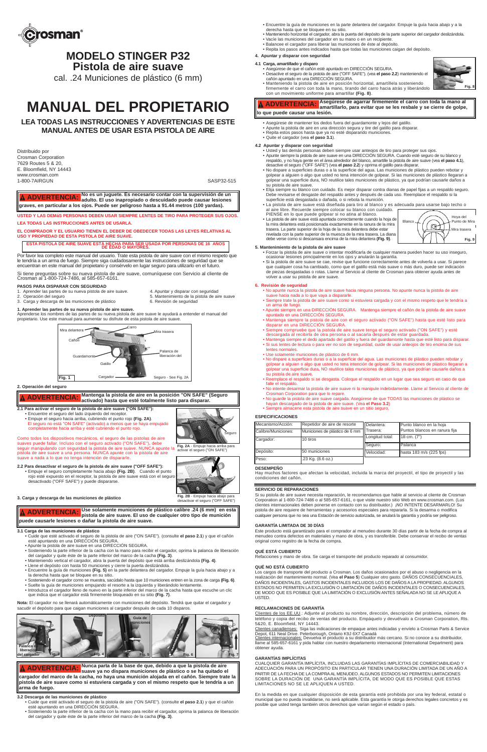# MODELO STINGER P32
# Pistola de aire suave

cal. .24 Municiones de plástico (6 mm)

# MANUAL DEL PROPIETARIO

## LEA TODAS LAS INSTRUCCIONES Y ADVERTENCIAS DE ESTE MANUAL ANTES DE USAR ESTA PISTOLA DE AIRE

Distribuido por
Crosman Corporation
7629 Routes 5 & 20,
E. Bloomfield, NY 14443
www.crosman.com
1-800-7AIRGUN

SASP32-515

**⚠ ADVERTENCIA: No es un juguete. Es necesario contar con la supervisión de un adulto. El uso inapropiado o descuidado puede causar lesiones graves, en particular a los ojos. Puede ser peligroso hasta a 91.44 metros (100 yardas).**

**USTED Y LAS DEMÁS PERSONAS DEBEN USAR SIEMPRE LENTES DE TIRO PARA PROTEGER SUS OJOS.**

**LEA TODAS LAS INSTRUCCIONES ANTES DE USARLA.**

**EL COMPRADOR Y EL USUARIO TIENEN EL DEBER DE OBEDECER TODAS LAS LEYES RELATIVAS AL USO Y PROPIEDAD DE ESTA PISTOLA DE AIRE SUAVE.**

**ESTA PISTOLA DE AIRE SUAVE ESTÁ HECHA PARA SER USADA POR PERSONAS DE 16 AÑOS DE EDAD O MAYORES.**

Por favor lea completo este manual del usuario. Trate esta pistola de aire suave con el mismo respeto que le tendría a un arma de fuego. Siempre siga cuidadosamente las instrucciones de seguridad que se encuentran en este manual del propietario y consérvelo en lugar seguro para utilizarlo en el futuro.

Si tiene preguntas sobre su nueva pistola de aire suave, comuníquese con Servicio al cliente de Crosman al 1-800-724-7486, al 585-657-6161.

### PASOS PARA DISPARAR CON SEGURIDAD

1. Aprender las partes de su nueva pistola de aire suave.
2. Operación del seguro
3. Carga y descarga de las municiones de plástico
4. Apuntar y disparar con seguridad
5. Mantenimiento de la pistola de aire suave
6. Revisión de seguridad

### 1. Aprender las partes de su nueva pistola de aire suave.

Aprenderse los nombres de las partes de su nueva pistola de aire suave le ayudará a entender el manual del propietario. Use este manual para aumentar su disfrute de esta pistola de aire suave.

Mira delantera
Carro
Mira trasera
Cañón
Palanca de liberación del
Guardamonte
Gatillo
Cargador
Seguro - See Fig. 2A
Fig. 1

### 2. Operación del seguro

**⚠ ADVERTENCIA: Mantenga la pistola de aire en la posición "ON SAFE" (Seguro activado) hasta que esté totalmente lista para disparar.**

**2.1 Para activar el seguro de la pistola de aire suave ("ON SAFE"):**

- Encuentre el seguro del lado izquierdo del receptor.
- Empuje el seguro hacia arriba, cubriendo el punto rojo **(Fig. 2A)**.
  El seguro no está "ON SAFE" (activado) a menos que se haya empujado completamente hacia arriba y cubriendo el punto rojo.

Como todos los dispositivos mecánicos, el seguro de las pistolas de aire suaves puede fallar. Incluso con el seguro activado ("ON SAFE"), debe seguir manipulando con seguridad la pistola de aire suave. NUNCA apunte la pistola de aire suave a una persona. NUNCA apunte con la pistola de aire suave a nada a lo que no tenga intención de dispararle.

Seguro
Fig. 2A - Empuje hacia arriba para activar el seguro ("ON SAFE")

**2.2 Para desactivar el seguro de la pistola de aire suave ("OFF SAFE"):**

- Empuje el seguro completamente hacia abajo **(Fig. 2B)**. Cuando el punto rojo esté expuesto en el receptor, la pistola de aire suave está con el seguro desactivado ("OFF SAFE") y puede dispararse.

Fig. 2B - Empuje hacia abajo para desactivar el seguro ("OFF SAFE")

### 3. Carga y descarga de las municiones de plástico

**⚠ ADVERTENCIA: Use solamente municiones de plástico calibre .24 (6 mm) en esta pistola de aire suave. El uso de cualquier otro tipo de munición puede causarle lesiones o dañar la pistola de aire suave.**

**3.1 Carga de las municiones de plástico**

- Cuide que esté activado el seguro de la pistola de aire ("ON SAFE"). (consulte **el paso 2.1**) y que el cañón esté apuntando en una DIRECCIÓN SEGURA.
- Apunte la pistola de aire suave en una DIRECCIÓN SEGURA.
- Sosteniendo la parte inferior de la cacha con la mano para recibir el cargador, oprima la palanca de liberación del cargador y quite éste de la parte inferior del marco de la cacha **(Fig. 3)**.
- Manteniendo vertical el cargador, abra la puerta del depósito de la parte arriba deslizándola **(Fig. 4)**.
- Llene el depósito con hasta 50 municiones y cierre la puerta deslizándola.
- Encuentre la guía de municiones **(Fig. 5)** en la parte delantera del cargador. Empuje la guía hacia abajo y a la derecha hasta que se bloquee en su sitio.
- Sosteniendo el cargador como se muestra, sacúdalo hasta que 10 municiones entren en la zona de carga **(Fig. 6)**.
- Suelte la guía de municiones empujando el resorte a la izquierda y liberándolo lentamente.
- Introduzca el cargador lleno de nuevo en la parte inferior del marco de la cacha hasta que escuche un clic que indica que el cargador está firmemente bloqueado en su sitio **(Fig. 7)**.

**Nota:** El cargador no se llenará automáticamente con municiones del depósito. Tendrá que quitar el cargador y sacudir el depósito para que caigan municiones al cargador después de cada 10 disparos.

Palanca de liberación del cargador — Fig. 3
Depósito — Fig. 4
Guía de municiones — Fig. 5
Fig. 6
Fig. 7

**⚠ ADVERTENCIA: Nunca parta de la base de que, debido a que la pistola de aire suave ya no dispara municiones de plástico o se ha quitado el cargador del marco de la cacha, no hay una munición alojada en el cañón. Siempre trate la pistola de aire suave como si estuviera cargada y con el mismo respeto que le tendría a un arma de fuego.**

**3.2 Descarga de las municiones de plástico**

- Cuide que esté activado el seguro de la pistola de aire ("ON SAFE"). (consulte **el paso 2.1**) y que el cañón esté apuntando en una DIRECCIÓN SEGURA.
- Sosteniendo la parte inferior de la cacha con la mano para recibir el cargador, oprima la palanca de liberación del cargador y quite éste de la parte inferior del marco de la cacha **(Fig. 3)**.
- Encuentre la guía de municiones en la parte delantera del cargador. Empuje la guía hacia abajo y a la derecha hasta que se bloquee en su sitio.
- Manteniendo horizontal el cargador, abra la puerta del depósito de la parte superior del cargador deslizándola.
- Vacíe las municiones del cargador en su mano o en un recipiente.
- Balancee el cargador para liberar las municiones de éste al depósito.
- Repita los pasos antes indicados hasta que todas las municiones caigan del depósito.

### 4. Apuntar y disparar con seguridad

**4.1 Carga, amartillado y disparo**

- Asegúrese de que el cañón esté apuntando en DIRECCIÓN SEGURA.
- Desactive el seguro de la pistola de aire ("OFF SAFE"). (vea **el paso 2.2**) manteniendo el cañón apuntando en una DIRECCIÓN SEGURA.
- Manteniendo la pistola de aire en posición horizontal, amartíllela sosteniendo firmemente el carro con toda la mano, tirando del carro hacia atrás y liberándolo con un movimiento uniforme para amartillar **(Fig. 8)**.

Fig. 8

**⚠ ADVERTENCIA: Asegúrese de agarrar firmemente el carro con toda la mano al amartillarlo, para evitar que se les resbale y se cierre de golpe, lo que puede causar una lesión.**

- Asegúrese de mantener los dedos fuera del guardamonte y lejos del gatillo.
- Apunte la pistola de aire en una dirección segura y tire del gatillo para disparar.
- Repita estos pasos hasta que ya no esté disparando municiones.
- Quite el cargador (vea **el paso 3.1**).

**4.2 Apuntar y disparar con seguridad**

- Usted y las demás personas deben siempre usar anteojos de tiro para proteger sus ojos.
- Apunte siempre la pistola de aire suave en una DIRECCIÓN SEGURA. Cuando esté seguro de su blanco y respaldo, y no haya gente en el área alrededor del blanco, amartille la pistola de aire suave (vea **el paso 4.1**), desactive el seguro ("OFF SAFE") (vea **el paso 2.2**) y oprima el gatillo para disparar.
- No dispare a superficies duras o a la superficie del agua. Las municiones de plástico pueden rebotar y golpear a alguien o algo que usted no tena intención de golpear. Si las municiones de plástico llegaran a golpear una superficie dura, NO reutilice tales municiones de plástico, ya que podrían causar daños a su pistola de aire suave.
- Elija siempre su blanco con cuidado. Es mejor disparar contra dianas de papel fijas a un respaldo seguro. Debe revisarse el desgaste del respaldo antes y después de cada uso. Reemplace el respaldo si la superficie está desgastada o dañada, o si rebota la munición.
- La pistola de aire suave está diseñada para tiro al blanco y es adecuada para usarse bajo techo o al aire libre. Recuerde siempre colocar su blanco con cuidado. PIENSE en lo que puede golpear si no atina al blanco.
- La pistola de aire suave está apuntada correctamente cuando la hoja de la mira delantera está posicionada exactamente en la ranura de la mira trasera. La parte superior de la hoja de la mira delantera debe estar nivelada con la parte superior de la muesca de la mira trasera. La diana debe verse como si descansara encima de la mira delantera **(Fig. 9)**.

Blanco
Hoya del Punto de Mira
Mira trasera
Fig. 9

### 5. Mantenimiento de la pistola de aire suave

- Forzar la pistola de aire suave o intentar modificarla de cualquier manera pueden hacer su uso inseguro, ocasionar lesiones principalmente en los ojos y anularán la garantía.
- Si la pistola de aire suave se cae, revise que funcione correctamente antes de volverla a usar. Si parece que cualquier cosa ha cambiado, como que el gatillo está más suave o más duro, puede ser indicación de piezas desgastadas o rotas. Llame al Servicio al cliente de Crosman para obtener ayuda antes de volver a usar su pistola de aire suave.

### 6. Revisión de seguridad

- No apunte nunca la pistola de aire suave hacia ninguna persona. No apunte nunca la pistola de aire suave hacia nada a lo que vaya a dispararle.
- Siempre trate la pistola de aire suave como si estuviera cargada y con el mismo respeto que le tendría a un arma de fuego.
- Apunte siempre en una DIRECCIÓN SEGURA. Mantenga siempre el cañón de la pistola de aire suave apuntando en una DIRECCIÓN SEGURA.
- Mantenga siempre la pistola de aire con el seguro activado ("ON SAFE") hasta que esté listo para disparar en una DIRECCIÓN SEGURA.
- Siempre compruebe que la pistola de aire suave tenga el seguro activado ("ON SAFE") y esté descargada al recibirla de otra persona o al sacarla después de estar guardada.
- Mantenga siempre el dedo apartado del gatillo y fuera del guardamonte hasta que esté listo para disparar.
- Si sus lentes de lectura o para ver no son de seguridad, cuide de usar anteojos de tiro encima de sus lentes normales.
- Use solamente municiones de plástico de 6 mm.
- No dispare a superficies duras o a la superficie del agua. Las municiones de plástico pueden rebotar y golpear a alguien o algo que usted no tena intención de golpear. Si las municiones de plástico llegaran a golpear una superficie dura, NO reutilice tales municiones de plástico, ya que podrían causar daños a su pistola de aire suave.
- Reemplace el respaldo si se desgasta. Coloque el respaldo en un lugar que sea seguro en caso de que falle el respaldo.
- No intente desarmar la pistola de aire suave ni la manipule indebidamente. Llame al Servicio al cliente de Crosman Corporation para que lo repare.
- No guarde la pistola de aire suave cargada. Asegúrese de que TODAS las municiones de plástico se hayan descargado de la pistola de aire suave. (Vea **el Paso 3.2**)
- Siempre almacene esta pistola de aire suave en un sitio seguro.

### ESPECIFICACIONES

| | | | |
|---|---|---|---|
| Mecanismo/Acción: | Repetidor de aire de resorte | Delantera: | Punto blanco en la hoja |
| Calibre/Municiones: | Municiones de plástico de 6 mm | Trasera: | Puntos blancos en ranura fija |
| Cargador: | 10 tiros | Longitud total: | 18 cm. (7") |
| | | Seguro: | Palanca |
| Depósito: | 50 municiones | Velocidad: | hasta 183 m/s (225 fps) |
| Peso: | .23 Kg. (8.6 oz.) | | |

### DESEMPEÑO

Hay muchos factores que afectan la velocidad, incluida la marca del proyectil, el tipo de proyectil y las condiciones del cañón.

### SERVICIO DE REPARACIONES

Si su pistola de aire suave necesita reparación, le recomendamos que hable al servicio al cliente de Crosman Corporation al 1-800-724-7486 o al 585-657-6161, o que visite nuestro sitio Web en www.crosman.com. (Los clientes internacionales deben ponerse en contacto con su distribuidor.) ¡NO INTENTE DESARMARLO! Su pistola de aire requiere de herramientas y accesorios especiales para repararla. Si la desarma o modifica cualquier persona que no sea una Estación de servicio autorizada, se anulará la garantía y podría ser peligroso.

### GARANTÍA LIMITADA DE 30 DÍAS

Este producto está garantizado para el comprador al menudeo durante 30 días partir de la fecha de compra al menudeo contra defectos en materiales y mano de obra, y es transferible. Debe conservar el recibo de ventas original como registro de la fecha de compra.

### QUÉ ESTÁ CUBIERTO

Refacciones y mano de obra. Se carga el transporte del producto reparado al consumidor.

### QUÉ NO ESTÁ CUBIERTO

Los cargos de transporte del producto a Crosman. Los daños ocasionados por el abuso o negligencia en la realización del mantenimiento normal. (Vea **el Paso 5**) Cualquier otro gasto. DAÑOS CONSECUENCIALES, DAÑOS INCIDENTALES, GASTOS INCIDENTALES INCLUIDOS LOS DE DAÑOS A LA PROPIEDAD. ALGUNOS ESTADOS NO PERMITEN LA EXCLUSIÓN O LIMITACIÓN DE DAÑOS INCIDENTALES O CONSECUENCIALES, DE MODO QUE ES POSIBLE QUE LA LIMITACIÓN O EXCLUSIÓN ANTES SEÑALADA NO SE LE APLIQUE A USTED.

### RECLAMACIONES DE GARANTÍA

Clientes de los EE.UU.: Adjunte al producto su nombre, dirección, descripción del problema, número de teléfono y copia del recibo de ventas del producto. Empáquelo y devuélvalo a Crosman Corporation, Rts. 5&20, E. Bloomfield, NY 14443.

Clientes canadienses: Siga las indicaciones de empaque antes indicadas y envíelo a Crosman Parts & Service Depot, 611 Neal Drive. Peterborough, Ontario K9J 6X7 Canadá

Clientes internacionales: Devuelva el producto a su distribuidor más cercano. Si no conoce a su distribuidor, llame al 585-657-6161 y pida hablar con nuestro departamento internacional (International Department) para obtener ayuda.

### GARANTÍAS IMPLÍCITAS

CUALQUIER GARANTÍA IMPLÍCITA, INCLUIDAS LAS GARANTÍAS IMPLÍCITAS DE COMERCIABILIDAD Y ADECUACIÓN PARA UN PROPÓSITO EN PARTICULAR TIENEN UNA DURACIÓN LIMITADA DE UN AÑO A PARTIR DE LA FECHA DE LA COMPRA AL MENUDEO. ALGUNOS ESTADOS NO PERMITEN LIMITACIONES SOBRE LA DURACIÓN DE UNA GARANTÍA IMPLÍCITA, DE MODO QUE ES POSIBLE QUE ESTAS LIMITACIONES NO SE LE APLIQUEN A USTED.

En la medida en que cualquier disposición de esta garantía esté prohibida por una ley federal, estatal o municipal que no pueda invalidarse, no será aplicable. Esta garantía le otorga derechos legales concretos y es posible que usted tenga también otros derechos que varían según el estado o país.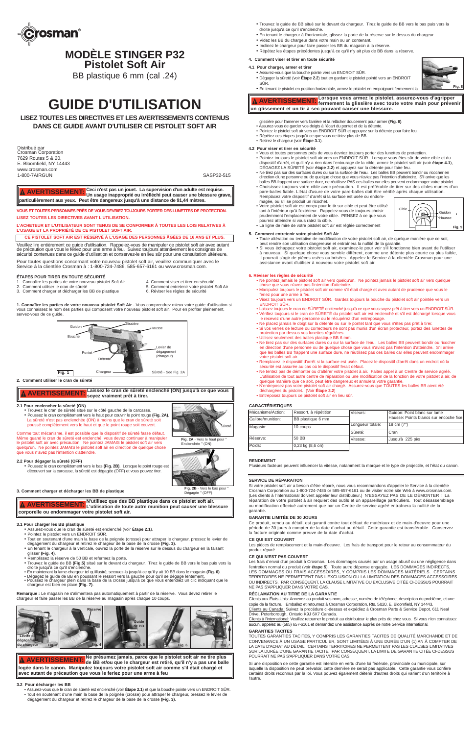# MODÈLE STINGER P32
# Pistolet Soft Air
BB plastique 6 mm (cal .24)

# GUIDE D'UTILISATION

**LISEZ TOUTES LES DIRECTIVES ET LES AVERTISSEMENTS CONTENUS DANS CE GUIDE AVANT D'UTILISER CE PISTOLET SOFT AIR**

Distribué par
Crosman Corporation
7629 Routes 5 & 20,
E. Bloomfield, NY 14443
www.crosman.com
1-800-7AIRGUN

SASP32-515

**⚠ AVERTISSEMENT: Ceci n'est pas un jouet. La supervision d'un adulte est requise. Un usage inapproprié ou irréfléchi peut causer une blessure grave, particulièrement aux yeux. Peut être dangereux jusqu'à une distance de 91,44 mètres.**

**VOUS ET TOUTES PERSONNES PRÈS DE VOUS DEVRIEZ TOUJOURS PORTER DES LUNETTES DE PROTECTION.**

**LISEZ TOUTES LES DIRECTIVES AVANT L'UTILISATION.**

**L'ACHETEUR ET L'UTILISATEUR SONT TENUS DE SE CONFORMER À TOUTES LES LOIS RELATIVES À L'USAGE ET LA PROPRIÉTÉ DE CE PISTOLET SOFT AIR.**

**CE PISTOLET SOFT AIR EST RÉSERVÉ À L'USAGE DES PERSONNES ÂGÉES DE 16 ANS ET PLUS.**

Veuillez lire entièrement ce guide d'utilisation. Rappelez-vous de manipuler ce pistolet soft air avec autant de précaution que vous le feriez pour une arme à feu. Suivez toujours attentivement les consignes de sécurité contenues dans ce guide d'utilisation et conservez-le en lieu sûr pour une consultation ultérieure.

Pour toutes questions concernant votre nouveau pistolet soft air, veuillez communiquer avec le Service à la clientèle Crosman à : 1-800-724-7486, 585-657-6161 ou www.crosman.com.

**ÉTAPES POUR TIRER EN TOUTE SÉCURITÉ**

1. Connaître les parties de votre nouveau pistolet Soft Air
2. Comment utiliser le cran de sûreté
3. Comment charger et décharger les BB de plastique
4. Comment viser et tirer en sécurité
5. Comment entretenir votre pistolet Soft Air
6. Réviser les règles de sécurité

**1. Connaître les parties de votre nouveau pistolet Soft Air** - Vous comprendrez mieux votre guide d'utilisation si vous connaissez le nom des parties qui composent votre nouveau pistolet soft air. Pour en profiter pleinement, servez-vous de ce guide.

Guidon
Glissière
Hausse
Bouche
Pontet
Levier de dégagement (chargeur)
Détente
Chargeur
Sûreté - See Fig. 2A

Fig. 1

**2. Comment utiliser le cran de sûreté**

**⚠ AVERTISSEMENT: Laissez le cran de sûreté enclenché (ON) jusqu'à ce que vous soyez vraiment prêt à tirer.**

**2.1 Pour enclencher la sûreté (ON)**

- Trouvez le cran de sûreté situé sur le côté gauche de la carcasse.
- Poussez le cran complètement vers le haut pour couvrir le point rouge **(Fig. 2A)**. La sûreté n'est pas enclenchée (ON) à moins que le cran de sûreté soit poussé complètement vers le haut et que le point rouge soit couvert.

Comme tout mécanisme, il est possible que le dispositif de sûreté fasse défaut. Même quand le cran de sûreté est enclenché, vous devez continuer à manipuler le pistolet soft air avec précaution. Ne pointez JAMAIS le pistolet soft air vers quelqu'un. Ne pointez JAMAIS le pistolet soft air en direction de quelque chose que vous n'avez pas l'intention d'atteindre.

Sûreté

**Fig. 2A** - Vers le haut pour " Enclenchée " (ON)

**2.2 Pour dégager la sûreté (OFF)**

- Poussez le cran complètement vers le bas **(Fig. 2B)**. Lorsque le point rouge est découvert sur la carcasse, la sûreté est dégagée (OFF) et vous pouvez tirer.

**Fig. 2B** - Vers le bas pour " Dégagée " (OFF)

**3. Comment charger et décharger les BB de plastique**

**⚠ AVERTISSEMENT: N'utilisez que des BB plastique dans ce pistolet soft air. L'utilisation de toute autre munition peut causer une blessure corporelle ou endommager votre pistolet soft air.**

**3.1 Pour charger les BB plastique**

- Assurez-vous que le cran de sûreté est enclenché (voir **Étape 2.1**).
- Pointez le pistolet vers un ENDROIT SÛR.
- Tout en soutenant d'une main la base de la poignée (crosse) pour attraper le chargeur, pressez le levier de dégagement du chargeur et retirez le chargeur de la base de la crosse **(Fig. 3)**.
- En tenant le chargeur à la verticale, ouvrez la porte de la réserve sur le dessus du chargeur en la faisant glisser **(Fig. 4)**.
- Remplissez la réserve de 50 BB et refermez la porte.
- Trouvez le guide de BB **(Fig.5)** situé sur le devant du chargeur. Tirez le guide de BB vers le bas puis vers la droite jusqu'à ce qu'il s'enclenche.
- En maintenant la lame-chargeur tel qu'illustré, secouez-la jusqu'à ce qu'il y ait 10 BB dans le magasin **(Fig. 6)**.
- Dégagez le guide de BB en poussant le ressort vers la gauche pour qu'il se dégage lentement.
- Poussez le chargeur plein dans la base de la crosse jusqu'à ce que vous entendiez un clic indiquant que le chargeur est bien en place **(Fig. 7)**.

**Remarque :** Le magasin ne s'alimentera pas automatiquement à partir de la réserve. Vous devez retirer le chargeur et faire passer les BB de la réserve au magasin après chaque 10 coups.

Levier de dégagement du chargeur — Fig. 3
Réserve — Fig. 4
Guide de BB — Fig. 5
Fig. 6
Fig. 7

**⚠ AVERTISSEMENT: Ne présumez jamais, parce que le pistolet soft air ne tire plus de BB et/ou que le chargeur est retiré, qu'il n'y a pas une balle logée dans le canon. Manipulez toujours votre pistolet soft air comme s'il était chargé et avec autant de précaution que vous le feriez pour une arme à feu**

**3.2 Pour décharger les BB**

- Assurez-vous que le cran de sûreté est enclenché (voir **Étape 2.1**) et que la bouche pointe vers un ENDROIT SÛR.
- Tout en soutenant d'une main la base de la poignée (crosse) pour attraper le chargeur, pressez le levier de dégagement du chargeur et retirez le chargeur de la base de la crosse **(Fig. 3)**.
- Trouvez le guide de BB situé sur le devant du chargeur. Tirez le guide de BB vers le bas puis vers la droite jusqu'à ce qu'il s'enclenche.
- En tenant le chargeur à l'horizontale, glissez la porte de la réserve sur le dessus du chargeur.
- Videz les BB du chargeur dans votre main ou un contenant.
- Inclinez le chargeur pour faire passer les BB du magasin à la réserve.
- Répétez les étapes précédentes jusqu'à ce qu'il n'y ait plus de BB dans la réserve.

**4. Comment viser et tirer en toute sécurité**

**4.1 Pour charger, armer et tirer**

- Assurez-vous que la bouche pointe vers un ENDROIT SÛR.
- Dégager la sûreté (voir **Étape 2.2**) tout en gardant le pistolet pointé vers un ENDROIT SÛR.
- En tenant le pistolet en position horizontale, armez le pistolet en empoignant fermement la glissière pour l'amener vers l'arrière et la relâcher doucement pour armer **(Fig. 8)**.

Fig. 8

**⚠ AVERTISSEMENT: Lorsque vous armez le pistolet, assurez-vous d'agripper fermement la glissière avec toute votre main pour prévenir un glissement et un tir à sec pouvant causer une blessure.**

- Assurez-vous de garder vos doigts à l'écart du pontet et de la détente.
- Pointez le pistolet soft air vers un ENDROIT SÛR et appuyez sur la détente pour faire feu.
- Répétez ces étapes jusqu'à ce que vous ne tiriez plus de BB.
- Retirez le chargeur (voir **Étape 3.1**).

**4.2 Pour viser et tirer en sécurité**

- Vous et toutes personnes près de vous deviez toujours porter des lunettes de protection.
- Pointez toujours le pistolet soft air vers un ENDROIT SÛR. Lorsque vous êtes sûr de votre cible et du dispositif d'arrêt, et qu'il n'y a rien dans l'entourage de la cible, armez le pistolet soft air (voir **étape 4.1**), DÉGAGEZ LA SÛRETÉ (voir **étape 2.2**) et appuyez sur la détente pour faire feu.
- Ne tirez pas sur des surfaces dures ou sur la surface de l'eau. Les balles BB peuvent bondir ou ricocher en direction d'une personne ou de quelque chose que vous n'aviez pas l'intention d'atteindre. S'il arrive que les balles BB frappent une surface dure, ne réutilisez PAS ces balles car elles peuvent endommager votre pistolet.
- Choisissez toujours votre cible avec précaution. Il est préférable de tirer sur des cibles munies d'un pare-balles fiable. L'état d'usure de votre pare-balles doit être vérifié après chaque utilisation. Remplacez votre dispositif d'arrêt si la surface est usée ou endommagée, ou s'il se produit un ricochet.
- Votre pistolet soft air est conçu pour le tir sur cible et peut être utilisé tant à l'intérieur qu'à l'extérieur. Rappelez-vous de toujours choisir prudemment l'emplacement de votre cible. PENSEZ à ce que vous pourrez atteindre si vous ratez la cible.
- La ligne de mire de votre pistolet soft air est réglée correctement

Cible
Guidon
Hausse
Fig. 9

**5. Comment entretenir votre pistolet Soft Air**

- Toute altération ou tentative de modification de votre pistolet soft air, de quelque manière que ce soit, peut rendre son utilisation dangereuse et entraînera la nullité de la garantie.
- Si vous échappez votre pistolet soft air, examinez-le pour voir s'il fonctionne bien avant de l'utiliser à nouveau. Si quelque chose vous semble différent, comme une détente plus courte ou plus faible, il pourrait s'agir de pièces usées ou brisées. Appelez le Service à la clientèle Crosman pour une assistance avant d'utiliser à nouveau votre pistolet soft air.

**6. Réviser les règles de sécurité**

- Ne pointez jamais le pistolet soft air vers quelqu'un. Ne pointez jamais le pistolet soft air vers quelque chose que vous n'avez pas l'intention d'atteindre.
- Manipulez toujours le pistolet soft air comme s'il était chargé et avec autant de prudence que vous le feriez pour une arme à feu.
- Visez toujours vers un ENDROIT SÛR. Gardez toujours la bouche du pistolet soft air pointée vers un ENDROIT SÛR.
- Laissez toujours le cran de SÛRETÉ enclenché jusqu'à ce que vous soyez prêt à tirer vers un ENDROIT SÛR.
- Vérifiez toujours si le cran de SÛRETÉ du pistolet soft air est enclenché et s'il est déchargé lorsque vous le recevez d'une autre personne ou le récupérez d'un entreposage.
- Ne placez jamais le doigt sur la détente ou sur le pontet tant que vous n'êtes pas prêt à tirer.
- Si vos verres de lunettes ou correcteurs ne sont pas munis d'un écran protecteur, portez des lunettes de protection par dessus vos lunettes régulières.
- Utilisez seulement des balles plastique BB 6 mm.
- Ne tirez pas sur des surfaces dures ou sur la surface de l'eau. Les balles BB peuvent bondir ou ricocher en direction d'une personne ou de quelque chose que vous n'aviez pas l'intention d'atteindre. S'il arrive que les balles BB frappent une surface dure, ne réutilisez pas ces balles car elles peuvent endommager votre pistolet soft air.
- Remplacez le dispositif d'arrêt si la surface est usée. Placez le dispositif d'arrêt dans un endroit où la sécurité est assurée au cas où le dispositif ferait défaut.
- Ne tentez pas de démonter ou d'altérer votre pistolet à air. Faites appel à un Centre de service agréé. L'utilisation de tout autre centre de réparation ou une modification de la fonction de votre pistolet à air, de quelque manière que ce soit, peut être dangereux et annulera votre garantie.
- N'entreposez pas votre pistolet soft air chargé. Assurez-vous que TOUTES les balles BB aient été déchargées du pistolet. (Voir **Étape 3.2**)
- Entreposez toujours ce pistolet soft air en lieu sûr.

**CARACTÉRISTIQUES**

| | | | |
|---|---|---|---|
| Mécanisme/Action: | Ressort, à répétition | Viseurs: | Guidon: Point blanc sur lame<br>Hausse: Points blancs sur encoche fixe |
| Calibre/munition: | BB plastique 6 mm | | |
| Magasin: | 10 coups | Longueur totale: | 18 cm (7") |
| | | Sûreté: | Cran |
| Réserve: | 50 BB | Vitesse: | Jusqu'à 225 pi/s |
| Poids: | 0,23 kg (8,6 on) | | |

**RENDEMENT**

Plusieurs facteurs peuvent influencer la vitesse, notamment la marque et le type de projectile, et l'état du canon.

**SERVICE DE RÉPARATION**

Si votre pistolet soft air a besoin d'être réparé, nous vous recommandons d'appeler le Service à la clientèle Crosman Corporation au 1-800-724-7486 or 585-657-6161 ou de visiter notre site Web à www.crosman.com. (Les clients à l'international doivent appeler leur distributeur.) N'ESSAYEZ PAS DE LE DÉMONTER ! La réparation de votre pistolet à air requiert des outils et un appareillage particuliers. Tout désassemblage ou modification effectué autrement que par un Centre de service agréé annulera la nullité de la garantie.

**GARANTIE LIMITÉE DE 30 JOURS**

Ce produit, vendu au détail, est garanti contre tout défaut de matériaux et de main-d'oeuvre pour une période de 30 jours à compter de la date d'achat au détail. Cette garantie est transférable. Conservez la facture originale comme preuve de la date d'achat.

**CE QUI EST COUVERT**

Les pièces de remplacement et la main-d'oeuvre. Les frais de transport pour le retour au consommateur du produit réparé.

**CE QUI N'EST PAS COUVERT**

Les frais d'envoi du produit à Crosman. Les dommages causés par un usage abusif ou une négligence dans l'entretien normal du produit (voir **étape 5**). Toute autre dépense engagée. LES DOMMAGES INDIRECTS, LES DOMMAGES OU FRAIS ACCESSOIRES, Y COMPRIS LES DOMMAGES MATÉRIELS. CERTAINS TERRITOIRES NE PERMETTENT PAS L'EXCLUSION OU LA LIMITATION DES DOMMAGES ACCESSOIRES OU INDIRECTS. PAR CONSÉQUENT, LA CLAUSE LIMITATIVE OU EXCLUSIVE CITÉE CI-DESSUS POURRAIT NE PAS S'APPLIQUER DANS VOTRE CAS.

**RÉCLAMATION AU TITRE DE LA GARANTIE**

Clients aux États-Unis: Annexez au produit vos nom, adresse, numéro de téléphone, description du problème, et une copie de la facture. Emballez et retournez à Crosman Corporation, Rts. 5&20, E. Bloomfield, NY 14443.
Clients au Canada: Suivez la procédure ci-dessus et expédiez à Crosman Parts & Service Depot, 611 Neal Drive, Peterborough, Ontario K9J 6X7 Canada.
Clients à l'international: Veuillez retourner le produit au distributeur le plus près de chez vous. Si vous n'en connaissez aucun, appelez au (585) 657-6161 et demandez une assistance auprès de notre Service international.

**GARANTIES TACITES**

TOUTES GARANTIES TACITES, Y COMPRIS LES GARANTIES TACITES DE QUALITÉ MARCHANDE ET DE CONVENANCE À UN USAGE PARTICULIER, SONT LIMITÉES À UNE DURÉE D'UN (1) AN À COMPTER DE LA DATE D'ACHAT AU DÉTAIL. CERTAINS TERRITOIRES NE PERMETTENT PAS LES CLAUSES LIMITATIVES SUR LA DURÉE D'UNE GARANTIE TACITE. PAR CONSÉQUENT, LA LIMITE DE GARANTIE CITÉE CI-DESSUS POURRAIT NE PAS S'APPLIQUER DANS VOTRE CAS.

Si une disposition de cette garantie est interdite en vertu d'une loi fédérale, provinciale ou municipale, sur laquelle la disposition ne peut prévaloir, cette dernière ne sera pas applicable. Cette garantie vous confère certains droits reconnus par la loi. Vous pouvez également détenir d'autres droits qui varient d'un territoire à l'autre.